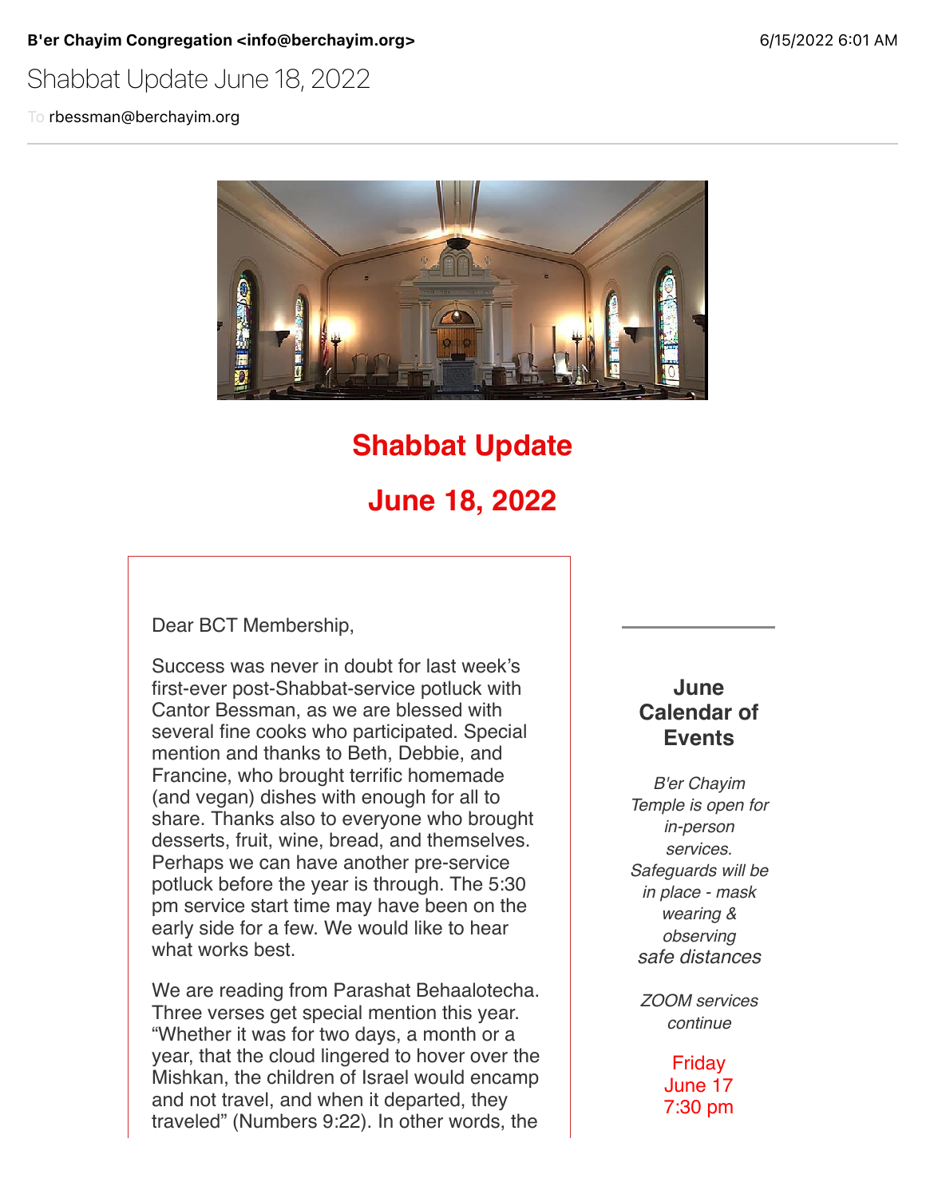**B'er Chayim Congregation <info@berchayim.org>** 6/15/2022 6:01 AM

Shabbat Update June 18, 2022

To rbessman@berchayim.org

# Shabbat Update

# June 18, 2022

Dear BCT Membership,

Success was never in doubt for last week's first-ever post-Shabbat-service potluck with Cantor Bessman, as we are blessed with several fine cooks who participated. Special mention and thanks to Beth, Debbie, and Francine, who brought terrific homemade (and vegan) dishes with enough for all to share. Thanks also to everyone who brought desserts, fruit, wine, bread, and themselves. Perhaps we can have another pre-service potluck before the year is through. The 5:30 pm service start time may have been on the early side for a few. We would like to hear what works best.

We are reading from Parashat Behaalotecha. Three verses get special mention this year. "Whether it was for two days, a month or a year, that the cloud lingered to hover over the Mishkan, the children of Israel would encamp and not travel, and when it departed, they traveled" (Numbers 9:22). In other words, the

## June Calendar of Events

*B'er Chayim Temple is open for in-person services. Safeguards will be in place - mask wearing & observing safe distances*

*ZOOM services continue*

Friday
June 17
7:30 pm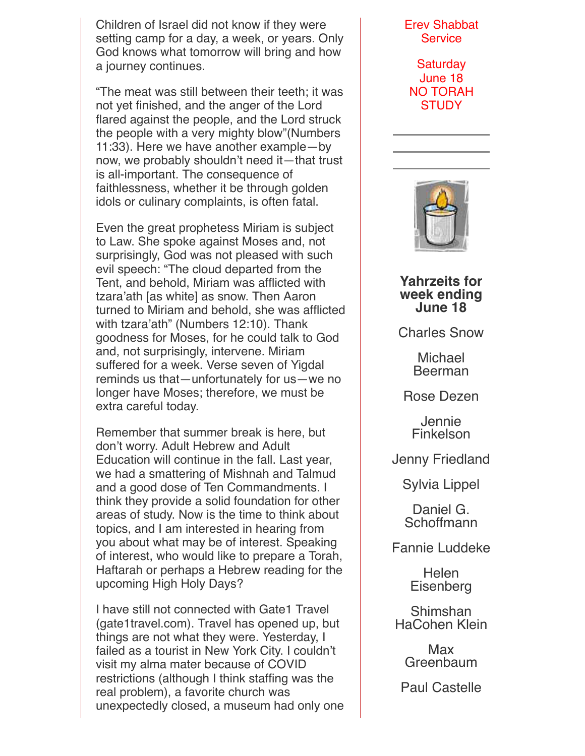Children of Israel did not know if they were setting camp for a day, a week, or years. Only God knows what tomorrow will bring and how a journey continues.

"The meat was still between their teeth; it was not yet finished, and the anger of the Lord flared against the people, and the Lord struck the people with a very mighty blow"(Numbers 11:33). Here we have another example—by now, we probably shouldn't need it—that trust is all-important. The consequence of faithlessness, whether it be through golden idols or culinary complaints, is often fatal.

Even the great prophetess Miriam is subject to Law. She spoke against Moses and, not surprisingly, God was not pleased with such evil speech: "The cloud departed from the Tent, and behold, Miriam was afflicted with tzara'ath [as white] as snow. Then Aaron turned to Miriam and behold, she was afflicted with tzara'ath" (Numbers 12:10). Thank goodness for Moses, for he could talk to God and, not surprisingly, intervene. Miriam suffered for a week. Verse seven of Yigdal reminds us that—unfortunately for us—we no longer have Moses; therefore, we must be extra careful today.

Remember that summer break is here, but don't worry. Adult Hebrew and Adult Education will continue in the fall. Last year, we had a smattering of Mishnah and Talmud and a good dose of Ten Commandments. I think they provide a solid foundation for other areas of study. Now is the time to think about topics, and I am interested in hearing from you about what may be of interest. Speaking of interest, who would like to prepare a Torah, Haftarah or perhaps a Hebrew reading for the upcoming High Holy Days?

I have still not connected with Gate1 Travel (gate1travel.com). Travel has opened up, but things are not what they were. Yesterday, I failed as a tourist in New York City. I couldn't visit my alma mater because of COVID restrictions (although I think staffing was the real problem), a favorite church was unexpectedly closed, a museum had only one

Erev Shabbat Service

Saturday June 18
NO TORAH STUDY

---

**Yahrzeits for week ending June 18**

Charles Snow

Michael Beerman

Rose Dezen

Jennie Finkelson

Jenny Friedland

Sylvia Lippel

Daniel G. Schoffmann

Fannie Luddeke

Helen Eisenberg

Shimshan HaCohen Klein

Max Greenbaum

Paul Castelle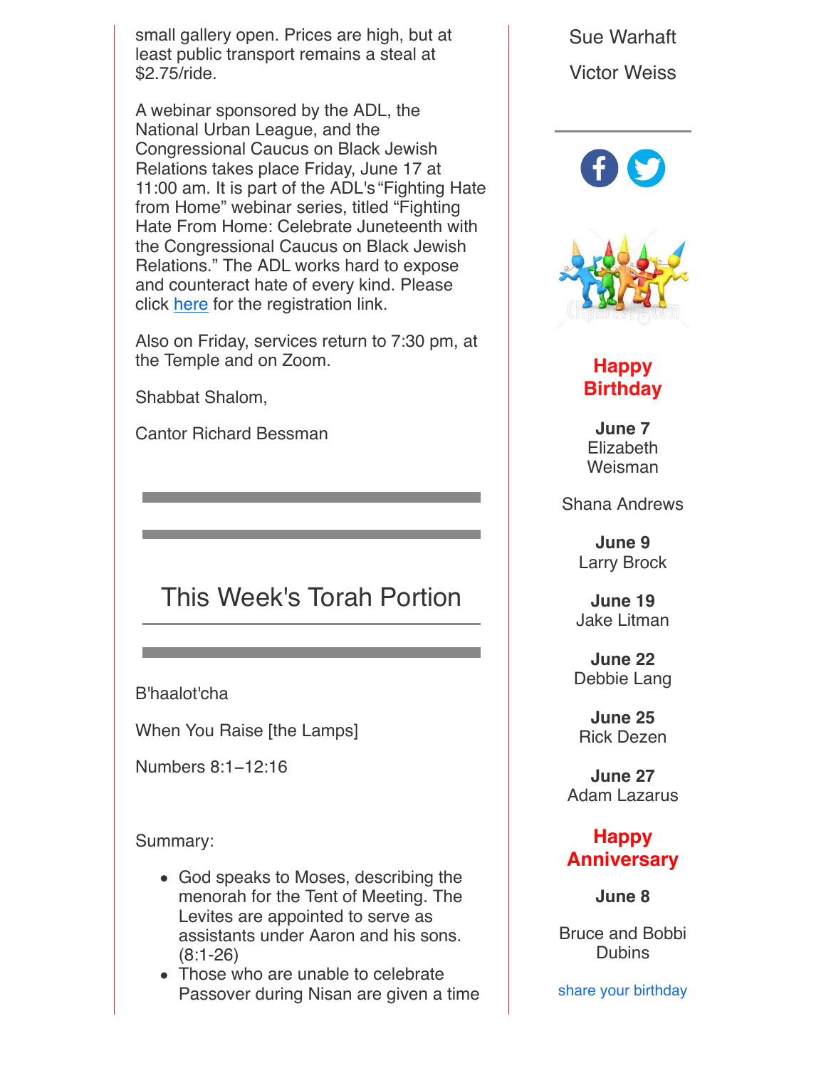small gallery open. Prices are high, but at least public transport remains a steal at $2.75/ride.

A webinar sponsored by the ADL, the National Urban League, and the Congressional Caucus on Black Jewish Relations takes place Friday, June 17 at 11:00 am. It is part of the ADL's "Fighting Hate from Home" webinar series, titled "Fighting Hate From Home: Celebrate Juneteenth with the Congressional Caucus on Black Jewish Relations." The ADL works hard to expose and counteract hate of every kind. Please click here for the registration link.

Also on Friday, services return to 7:30 pm, at the Temple and on Zoom.

Shabbat Shalom,

Cantor Richard Bessman

## This Week's Torah Portion

B'haalot'cha

When You Raise [the Lamps]

Numbers 8:1–12:16

Summary:

- God speaks to Moses, describing the menorah for the Tent of Meeting. The Levites are appointed to serve as assistants under Aaron and his sons. (8:1-26)
- Those who are unable to celebrate Passover during Nisan are given a time

Sue Warhaft

Victor Weiss

**Happy Birthday**

**June 7**
Elizabeth Weisman

Shana Andrews

**June 9**
Larry Brock

**June 19**
Jake Litman

**June 22**
Debbie Lang

**June 25**
Rick Dezen

**June 27**
Adam Lazarus

**Happy Anniversary**

**June 8**

Bruce and Bobbi Dubins

share your birthday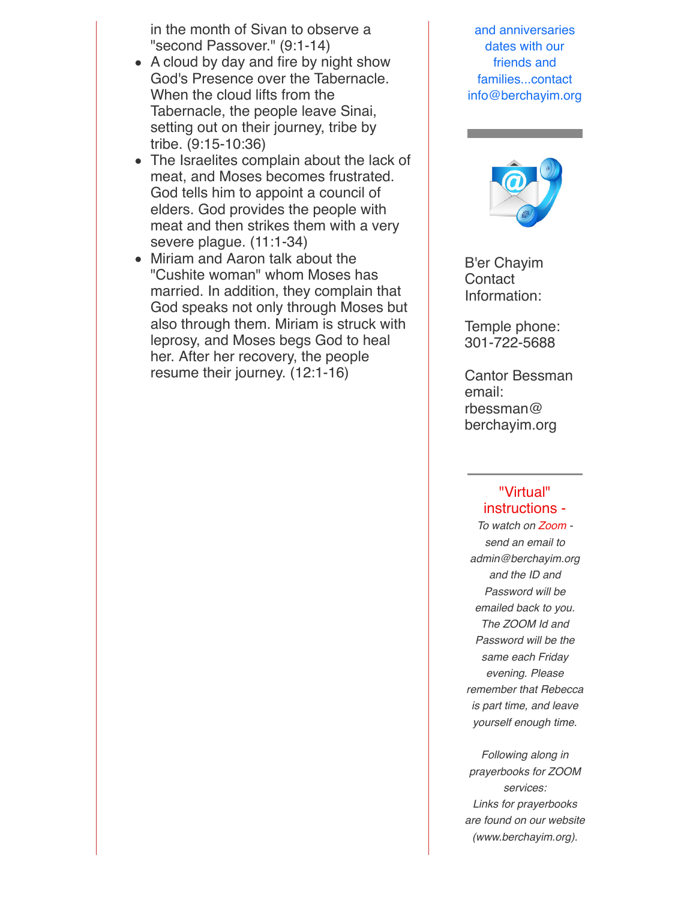in the month of Sivan to observe a "second Passover." (9:1-14)

- A cloud by day and fire by night show God's Presence over the Tabernacle. When the cloud lifts from the Tabernacle, the people leave Sinai, setting out on their journey, tribe by tribe. (9:15-10:36)
- The Israelites complain about the lack of meat, and Moses becomes frustrated. God tells him to appoint a council of elders. God provides the people with meat and then strikes them with a very severe plague. (11:1-34)
- Miriam and Aaron talk about the "Cushite woman" whom Moses has married. In addition, they complain that God speaks not only through Moses but also through them. Miriam is struck with leprosy, and Moses begs God to heal her. After her recovery, the people resume their journey. (12:1-16)

and anniversaries dates with our friends and families...contact info@berchayim.org

B'er Chayim Contact Information:

Temple phone: 301-722-5688

Cantor Bessman email: rbessman@berchayim.org

"Virtual" instructions -

*To watch on Zoom - send an email to admin@berchayim.org and the ID and Password will be emailed back to you. The ZOOM Id and Password will be the same each Friday evening. Please remember that Rebecca is part time, and leave yourself enough time.*

*Following along in prayerbooks for ZOOM services: Links for prayerbooks are found on our website (www.berchayim.org).*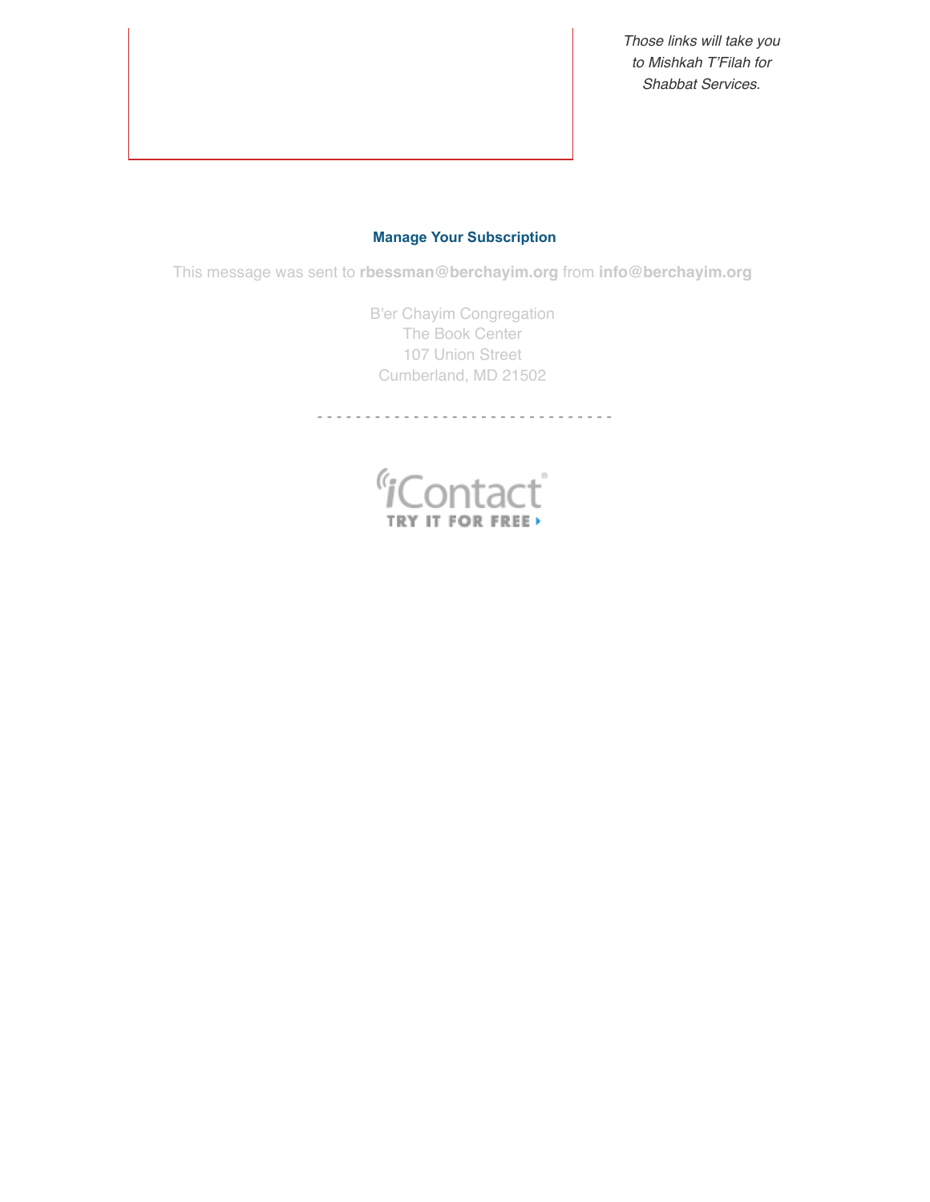*Those links will take you to Mishkah T'Filah for Shabbat Services.*

**Manage Your Subscription**

This message was sent to **rbessman@berchayim.org** from **info@berchayim.org**

B'er Chayim Congregation
The Book Center
107 Union Street
Cumberland, MD 21502

- - - - - - - - - - - - - - - - - - - - - - - - - - - - - - -

iContact
TRY IT FOR FREE